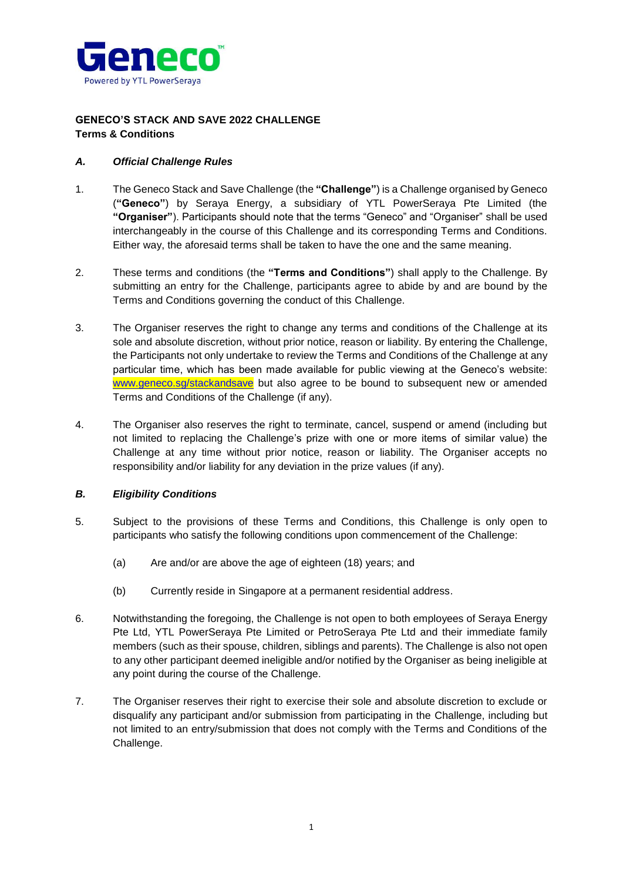**GENECO'S STACK AND SAVE 2022 CHALLENGE**
**Terms & Conditions**

### *A. Official Challenge Rules*

1. The Geneco Stack and Save Challenge (the **"Challenge"**) is a Challenge organised by Geneco (**"Geneco"**) by Seraya Energy, a subsidiary of YTL PowerSeraya Pte Limited (the **"Organiser"**). Participants should note that the terms "Geneco" and "Organiser" shall be used interchangeably in the course of this Challenge and its corresponding Terms and Conditions. Either way, the aforesaid terms shall be taken to have the one and the same meaning.

2. These terms and conditions (the **"Terms and Conditions"**) shall apply to the Challenge. By submitting an entry for the Challenge, participants agree to abide by and are bound by the Terms and Conditions governing the conduct of this Challenge.

3. The Organiser reserves the right to change any terms and conditions of the Challenge at its sole and absolute discretion, without prior notice, reason or liability. By entering the Challenge, the Participants not only undertake to review the Terms and Conditions of the Challenge at any particular time, which has been made available for public viewing at the Geneco's website: www.geneco.sg/stackandsave but also agree to be bound to subsequent new or amended Terms and Conditions of the Challenge (if any).

4. The Organiser also reserves the right to terminate, cancel, suspend or amend (including but not limited to replacing the Challenge's prize with one or more items of similar value) the Challenge at any time without prior notice, reason or liability. The Organiser accepts no responsibility and/or liability for any deviation in the prize values (if any).

### *B. Eligibility Conditions*

5. Subject to the provisions of these Terms and Conditions, this Challenge is only open to participants who satisfy the following conditions upon commencement of the Challenge:

   (a) Are and/or are above the age of eighteen (18) years; and

   (b) Currently reside in Singapore at a permanent residential address.

6. Notwithstanding the foregoing, the Challenge is not open to both employees of Seraya Energy Pte Ltd, YTL PowerSeraya Pte Limited or PetroSeraya Pte Ltd and their immediate family members (such as their spouse, children, siblings and parents). The Challenge is also not open to any other participant deemed ineligible and/or notified by the Organiser as being ineligible at any point during the course of the Challenge.

7. The Organiser reserves their right to exercise their sole and absolute discretion to exclude or disqualify any participant and/or submission from participating in the Challenge, including but not limited to an entry/submission that does not comply with the Terms and Conditions of the Challenge.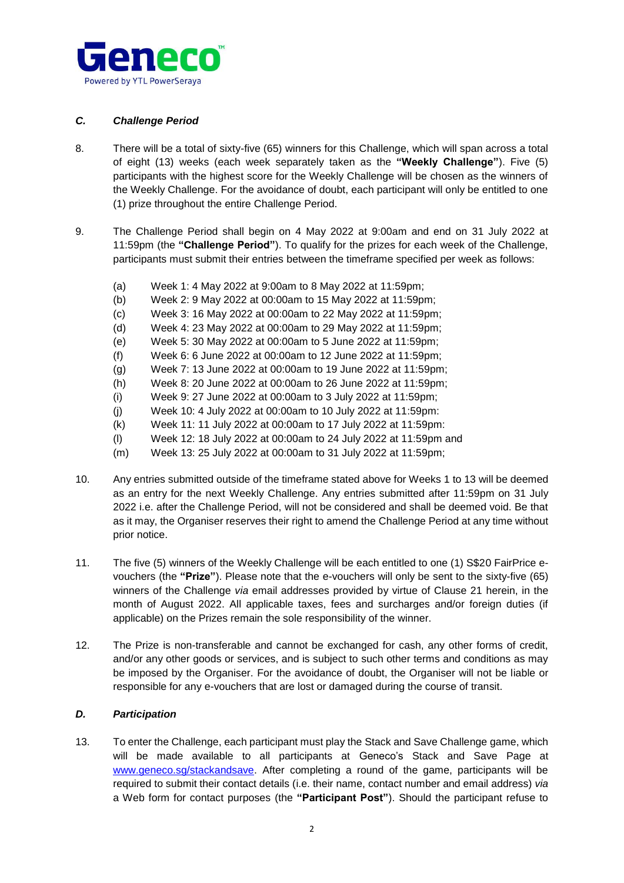### *C. Challenge Period*

8. There will be a total of sixty-five (65) winners for this Challenge, which will span across a total of eight (13) weeks (each week separately taken as the **"Weekly Challenge"**). Five (5) participants with the highest score for the Weekly Challenge will be chosen as the winners of the Weekly Challenge. For the avoidance of doubt, each participant will only be entitled to one (1) prize throughout the entire Challenge Period.

9. The Challenge Period shall begin on 4 May 2022 at 9:00am and end on 31 July 2022 at 11:59pm (the **"Challenge Period"**). To qualify for the prizes for each week of the Challenge, participants must submit their entries between the timeframe specified per week as follows:

   (a) Week 1: 4 May 2022 at 9:00am to 8 May 2022 at 11:59pm;
   (b) Week 2: 9 May 2022 at 00:00am to 15 May 2022 at 11:59pm;
   (c) Week 3: 16 May 2022 at 00:00am to 22 May 2022 at 11:59pm;
   (d) Week 4: 23 May 2022 at 00:00am to 29 May 2022 at 11:59pm;
   (e) Week 5: 30 May 2022 at 00:00am to 5 June 2022 at 11:59pm;
   (f) Week 6: 6 June 2022 at 00:00am to 12 June 2022 at 11:59pm;
   (g) Week 7: 13 June 2022 at 00:00am to 19 June 2022 at 11:59pm;
   (h) Week 8: 20 June 2022 at 00:00am to 26 June 2022 at 11:59pm;
   (i) Week 9: 27 June 2022 at 00:00am to 3 July 2022 at 11:59pm;
   (j) Week 10: 4 July 2022 at 00:00am to 10 July 2022 at 11:59pm:
   (k) Week 11: 11 July 2022 at 00:00am to 17 July 2022 at 11:59pm:
   (l) Week 12: 18 July 2022 at 00:00am to 24 July 2022 at 11:59pm and
   (m) Week 13: 25 July 2022 at 00:00am to 31 July 2022 at 11:59pm;

10. Any entries submitted outside of the timeframe stated above for Weeks 1 to 13 will be deemed as an entry for the next Weekly Challenge. Any entries submitted after 11:59pm on 31 July 2022 i.e. after the Challenge Period, will not be considered and shall be deemed void. Be that as it may, the Organiser reserves their right to amend the Challenge Period at any time without prior notice.

11. The five (5) winners of the Weekly Challenge will be each entitled to one (1) S$20 FairPrice e-vouchers (the **"Prize"**). Please note that the e-vouchers will only be sent to the sixty-five (65) winners of the Challenge *via* email addresses provided by virtue of Clause 21 herein, in the month of August 2022. All applicable taxes, fees and surcharges and/or foreign duties (if applicable) on the Prizes remain the sole responsibility of the winner.

12. The Prize is non-transferable and cannot be exchanged for cash, any other forms of credit, and/or any other goods or services, and is subject to such other terms and conditions as may be imposed by the Organiser. For the avoidance of doubt, the Organiser will not be liable or responsible for any e-vouchers that are lost or damaged during the course of transit.

### *D. Participation*

13. To enter the Challenge, each participant must play the Stack and Save Challenge game, which will be made available to all participants at Geneco's Stack and Save Page at www.geneco.sg/stackandsave. After completing a round of the game, participants will be required to submit their contact details (i.e. their name, contact number and email address) *via* a Web form for contact purposes (the **"Participant Post"**). Should the participant refuse to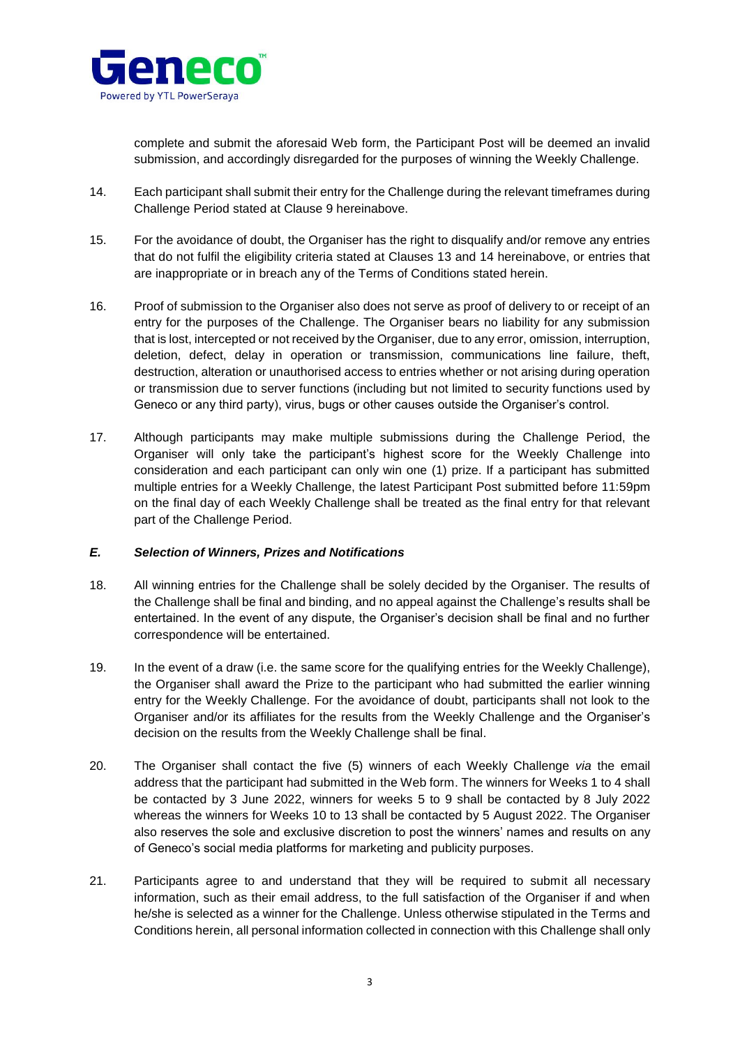complete and submit the aforesaid Web form, the Participant Post will be deemed an invalid submission, and accordingly disregarded for the purposes of winning the Weekly Challenge.

14. Each participant shall submit their entry for the Challenge during the relevant timeframes during Challenge Period stated at Clause 9 hereinabove.

15. For the avoidance of doubt, the Organiser has the right to disqualify and/or remove any entries that do not fulfil the eligibility criteria stated at Clauses 13 and 14 hereinabove, or entries that are inappropriate or in breach any of the Terms of Conditions stated herein.

16. Proof of submission to the Organiser also does not serve as proof of delivery to or receipt of an entry for the purposes of the Challenge. The Organiser bears no liability for any submission that is lost, intercepted or not received by the Organiser, due to any error, omission, interruption, deletion, defect, delay in operation or transmission, communications line failure, theft, destruction, alteration or unauthorised access to entries whether or not arising during operation or transmission due to server functions (including but not limited to security functions used by Geneco or any third party), virus, bugs or other causes outside the Organiser's control.

17. Although participants may make multiple submissions during the Challenge Period, the Organiser will only take the participant's highest score for the Weekly Challenge into consideration and each participant can only win one (1) prize. If a participant has submitted multiple entries for a Weekly Challenge, the latest Participant Post submitted before 11:59pm on the final day of each Weekly Challenge shall be treated as the final entry for that relevant part of the Challenge Period.

### *E. Selection of Winners, Prizes and Notifications*

18. All winning entries for the Challenge shall be solely decided by the Organiser. The results of the Challenge shall be final and binding, and no appeal against the Challenge's results shall be entertained. In the event of any dispute, the Organiser's decision shall be final and no further correspondence will be entertained.

19. In the event of a draw (i.e. the same score for the qualifying entries for the Weekly Challenge), the Organiser shall award the Prize to the participant who had submitted the earlier winning entry for the Weekly Challenge. For the avoidance of doubt, participants shall not look to the Organiser and/or its affiliates for the results from the Weekly Challenge and the Organiser's decision on the results from the Weekly Challenge shall be final.

20. The Organiser shall contact the five (5) winners of each Weekly Challenge *via* the email address that the participant had submitted in the Web form. The winners for Weeks 1 to 4 shall be contacted by 3 June 2022, winners for weeks 5 to 9 shall be contacted by 8 July 2022 whereas the winners for Weeks 10 to 13 shall be contacted by 5 August 2022. The Organiser also reserves the sole and exclusive discretion to post the winners' names and results on any of Geneco's social media platforms for marketing and publicity purposes.

21. Participants agree to and understand that they will be required to submit all necessary information, such as their email address, to the full satisfaction of the Organiser if and when he/she is selected as a winner for the Challenge. Unless otherwise stipulated in the Terms and Conditions herein, all personal information collected in connection with this Challenge shall only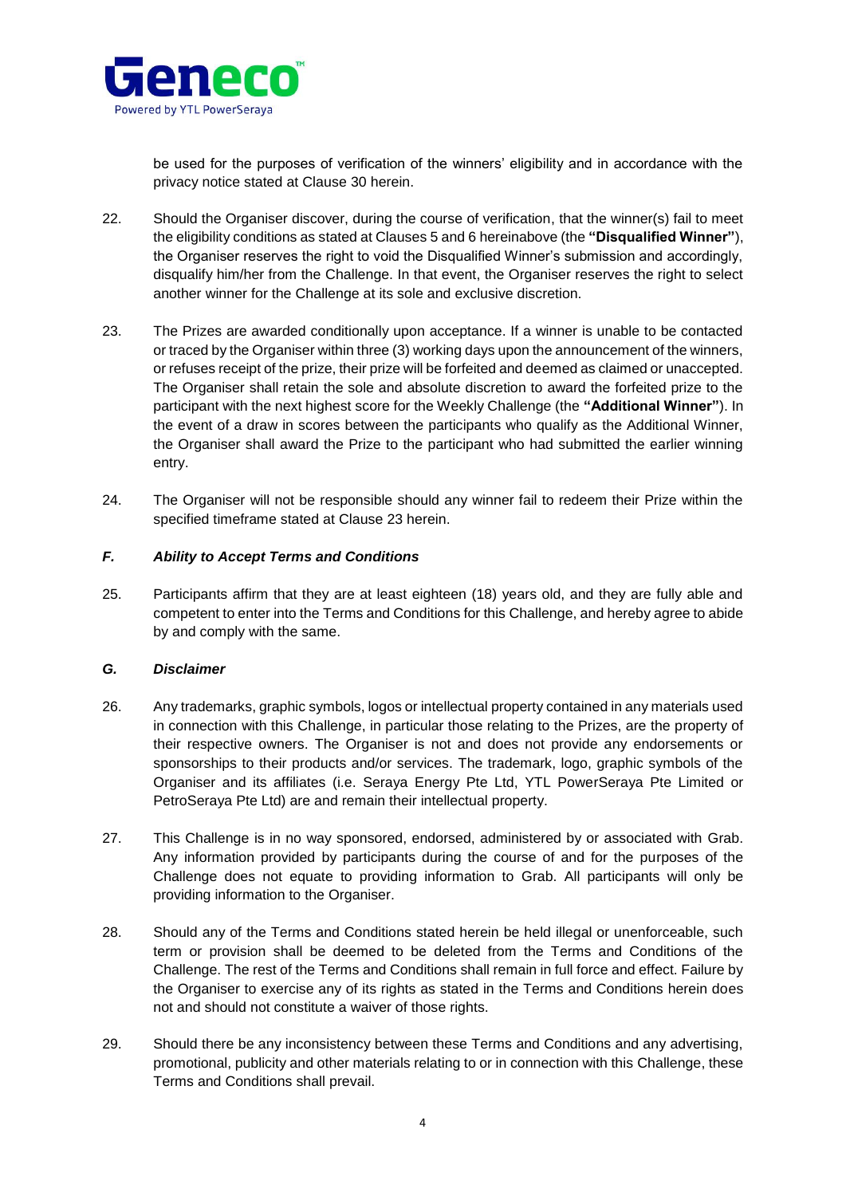be used for the purposes of verification of the winners' eligibility and in accordance with the privacy notice stated at Clause 30 herein.

22. Should the Organiser discover, during the course of verification, that the winner(s) fail to meet the eligibility conditions as stated at Clauses 5 and 6 hereinabove (the **"Disqualified Winner"**), the Organiser reserves the right to void the Disqualified Winner's submission and accordingly, disqualify him/her from the Challenge. In that event, the Organiser reserves the right to select another winner for the Challenge at its sole and exclusive discretion.

23. The Prizes are awarded conditionally upon acceptance. If a winner is unable to be contacted or traced by the Organiser within three (3) working days upon the announcement of the winners, or refuses receipt of the prize, their prize will be forfeited and deemed as claimed or unaccepted. The Organiser shall retain the sole and absolute discretion to award the forfeited prize to the participant with the next highest score for the Weekly Challenge (the **"Additional Winner"**). In the event of a draw in scores between the participants who qualify as the Additional Winner, the Organiser shall award the Prize to the participant who had submitted the earlier winning entry.

24. The Organiser will not be responsible should any winner fail to redeem their Prize within the specified timeframe stated at Clause 23 herein.

### *F. Ability to Accept Terms and Conditions*

25. Participants affirm that they are at least eighteen (18) years old, and they are fully able and competent to enter into the Terms and Conditions for this Challenge, and hereby agree to abide by and comply with the same.

### *G. Disclaimer*

26. Any trademarks, graphic symbols, logos or intellectual property contained in any materials used in connection with this Challenge, in particular those relating to the Prizes, are the property of their respective owners. The Organiser is not and does not provide any endorsements or sponsorships to their products and/or services. The trademark, logo, graphic symbols of the Organiser and its affiliates (i.e. Seraya Energy Pte Ltd, YTL PowerSeraya Pte Limited or PetroSeraya Pte Ltd) are and remain their intellectual property.

27. This Challenge is in no way sponsored, endorsed, administered by or associated with Grab. Any information provided by participants during the course of and for the purposes of the Challenge does not equate to providing information to Grab. All participants will only be providing information to the Organiser.

28. Should any of the Terms and Conditions stated herein be held illegal or unenforceable, such term or provision shall be deemed to be deleted from the Terms and Conditions of the Challenge. The rest of the Terms and Conditions shall remain in full force and effect. Failure by the Organiser to exercise any of its rights as stated in the Terms and Conditions herein does not and should not constitute a waiver of those rights.

29. Should there be any inconsistency between these Terms and Conditions and any advertising, promotional, publicity and other materials relating to or in connection with this Challenge, these Terms and Conditions shall prevail.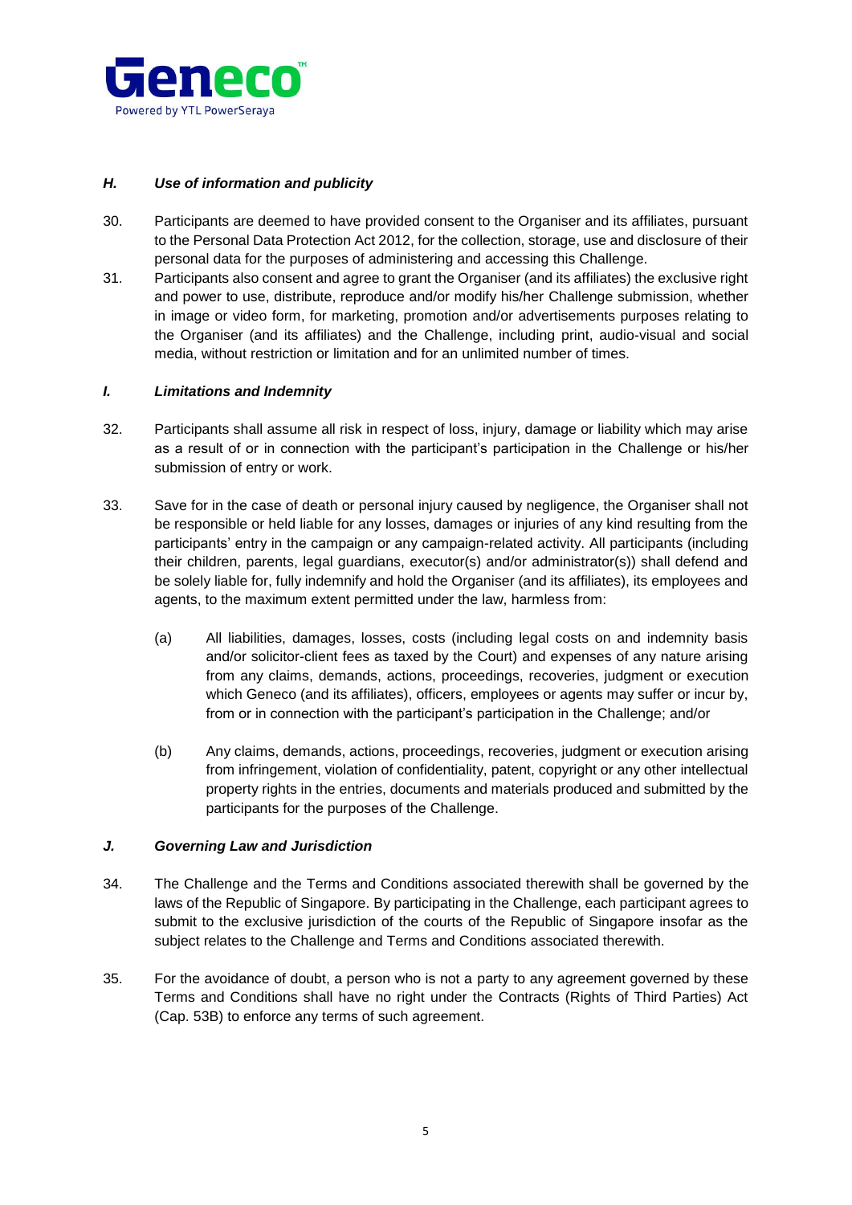### *H. Use of information and publicity*

30. Participants are deemed to have provided consent to the Organiser and its affiliates, pursuant to the Personal Data Protection Act 2012, for the collection, storage, use and disclosure of their personal data for the purposes of administering and accessing this Challenge.
31. Participants also consent and agree to grant the Organiser (and its affiliates) the exclusive right and power to use, distribute, reproduce and/or modify his/her Challenge submission, whether in image or video form, for marketing, promotion and/or advertisements purposes relating to the Organiser (and its affiliates) and the Challenge, including print, audio-visual and social media, without restriction or limitation and for an unlimited number of times.

### *I. Limitations and Indemnity*

32. Participants shall assume all risk in respect of loss, injury, damage or liability which may arise as a result of or in connection with the participant's participation in the Challenge or his/her submission of entry or work.

33. Save for in the case of death or personal injury caused by negligence, the Organiser shall not be responsible or held liable for any losses, damages or injuries of any kind resulting from the participants' entry in the campaign or any campaign-related activity. All participants (including their children, parents, legal guardians, executor(s) and/or administrator(s)) shall defend and be solely liable for, fully indemnify and hold the Organiser (and its affiliates), its employees and agents, to the maximum extent permitted under the law, harmless from:

    (a) All liabilities, damages, losses, costs (including legal costs on and indemnity basis and/or solicitor-client fees as taxed by the Court) and expenses of any nature arising from any claims, demands, actions, proceedings, recoveries, judgment or execution which Geneco (and its affiliates), officers, employees or agents may suffer or incur by, from or in connection with the participant's participation in the Challenge; and/or

    (b) Any claims, demands, actions, proceedings, recoveries, judgment or execution arising from infringement, violation of confidentiality, patent, copyright or any other intellectual property rights in the entries, documents and materials produced and submitted by the participants for the purposes of the Challenge.

### *J. Governing Law and Jurisdiction*

34. The Challenge and the Terms and Conditions associated therewith shall be governed by the laws of the Republic of Singapore. By participating in the Challenge, each participant agrees to submit to the exclusive jurisdiction of the courts of the Republic of Singapore insofar as the subject relates to the Challenge and Terms and Conditions associated therewith.

35. For the avoidance of doubt, a person who is not a party to any agreement governed by these Terms and Conditions shall have no right under the Contracts (Rights of Third Parties) Act (Cap. 53B) to enforce any terms of such agreement.